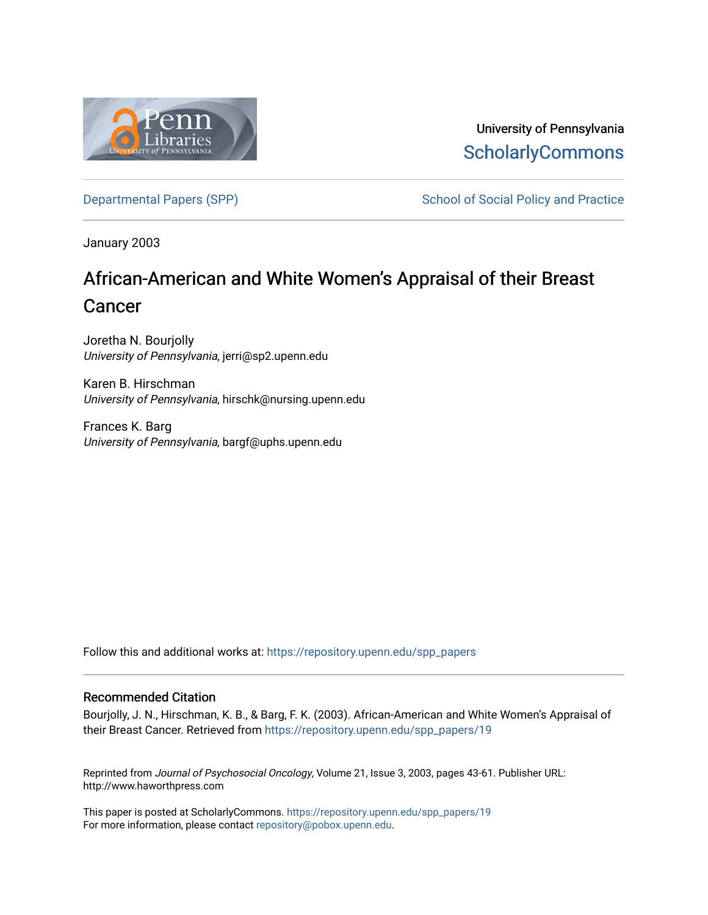University of Pennsylvania
ScholarlyCommons

Departmental Papers (SPP) — School of Social Policy and Practice

January 2003

# African-American and White Women's Appraisal of their Breast Cancer

Joretha N. Bourjolly
*University of Pennsylvania*, jerri@sp2.upenn.edu

Karen B. Hirschman
*University of Pennsylvania*, hirschk@nursing.upenn.edu

Frances K. Barg
*University of Pennsylvania*, bargf@uphs.upenn.edu

Follow this and additional works at: https://repository.upenn.edu/spp_papers

## Recommended Citation

Bourjolly, J. N., Hirschman, K. B., & Barg, F. K. (2003). African-American and White Women's Appraisal of their Breast Cancer. Retrieved from https://repository.upenn.edu/spp_papers/19

Reprinted from *Journal of Psychosocial Oncology*, Volume 21, Issue 3, 2003, pages 43-61. Publisher URL: http://www.haworthpress.com

This paper is posted at ScholarlyCommons. https://repository.upenn.edu/spp_papers/19
For more information, please contact repository@pobox.upenn.edu.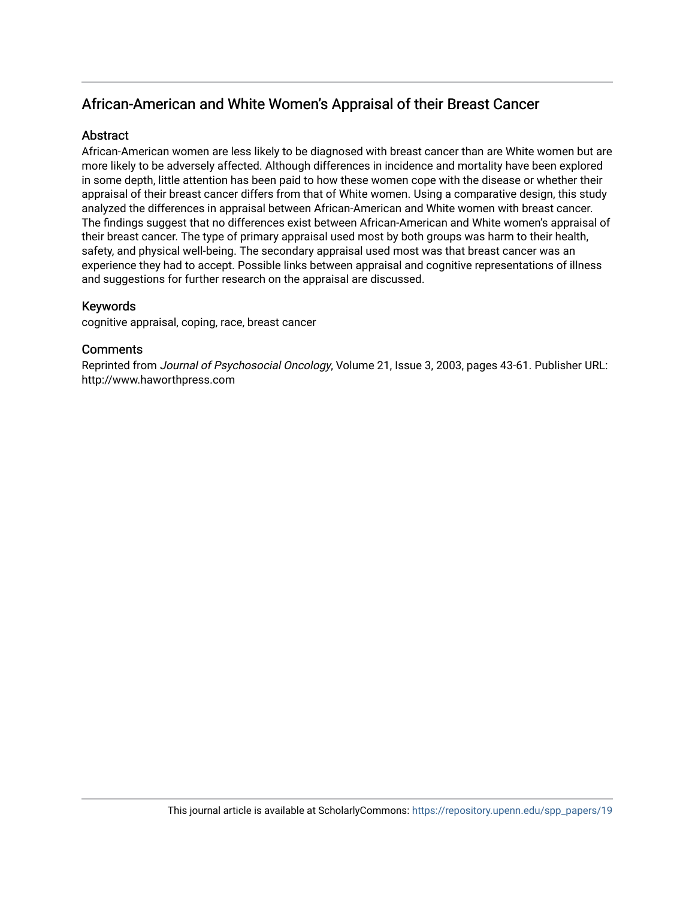## African-American and White Women's Appraisal of their Breast Cancer

### Abstract

African-American women are less likely to be diagnosed with breast cancer than are White women but are more likely to be adversely affected. Although differences in incidence and mortality have been explored in some depth, little attention has been paid to how these women cope with the disease or whether their appraisal of their breast cancer differs from that of White women. Using a comparative design, this study analyzed the differences in appraisal between African-American and White women with breast cancer. The findings suggest that no differences exist between African-American and White women's appraisal of their breast cancer. The type of primary appraisal used most by both groups was harm to their health, safety, and physical well-being. The secondary appraisal used most was that breast cancer was an experience they had to accept. Possible links between appraisal and cognitive representations of illness and suggestions for further research on the appraisal are discussed.

### Keywords

cognitive appraisal, coping, race, breast cancer

### Comments

Reprinted from *Journal of Psychosocial Oncology*, Volume 21, Issue 3, 2003, pages 43-61. Publisher URL: http://www.haworthpress.com

This journal article is available at ScholarlyCommons: https://repository.upenn.edu/spp_papers/19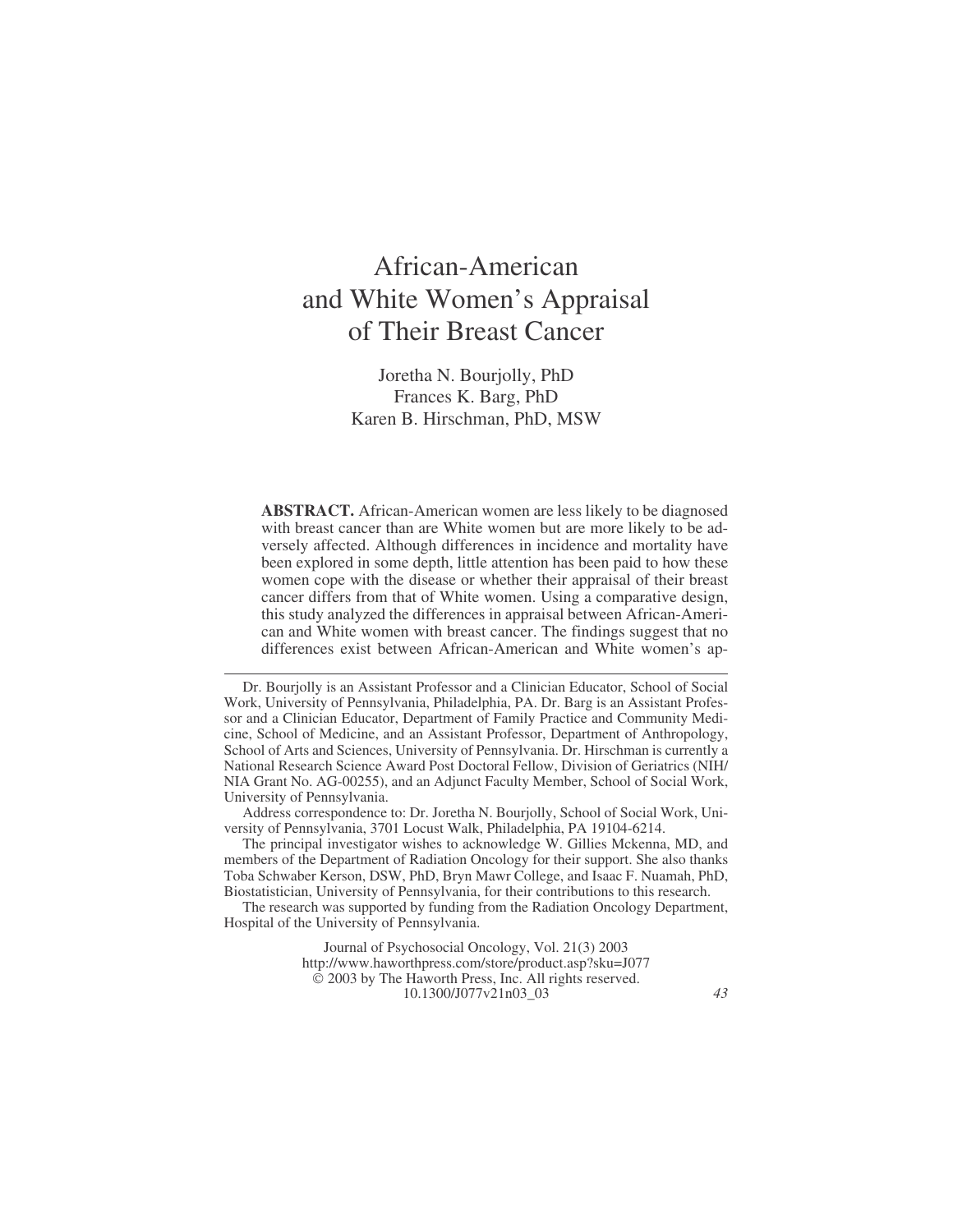# African-American and White Women's Appraisal of Their Breast Cancer

Joretha N. Bourjolly, PhD
Frances K. Barg, PhD
Karen B. Hirschman, PhD, MSW

**ABSTRACT.** African-American women are less likely to be diagnosed with breast cancer than are White women but are more likely to be adversely affected. Although differences in incidence and mortality have been explored in some depth, little attention has been paid to how these women cope with the disease or whether their appraisal of their breast cancer differs from that of White women. Using a comparative design, this study analyzed the differences in appraisal between African-American and White women with breast cancer. The findings suggest that no differences exist between African-American and White women's ap-

---

Dr. Bourjolly is an Assistant Professor and a Clinician Educator, School of Social Work, University of Pennsylvania, Philadelphia, PA. Dr. Barg is an Assistant Professor and a Clinician Educator, Department of Family Practice and Community Medicine, School of Medicine, and an Assistant Professor, Department of Anthropology, School of Arts and Sciences, University of Pennsylvania. Dr. Hirschman is currently a National Research Science Award Post Doctoral Fellow, Division of Geriatrics (NIH/NIA Grant No. AG-00255), and an Adjunct Faculty Member, School of Social Work, University of Pennsylvania.

Address correspondence to: Dr. Joretha N. Bourjolly, School of Social Work, University of Pennsylvania, 3701 Locust Walk, Philadelphia, PA 19104-6214.

The principal investigator wishes to acknowledge W. Gillies Mckenna, MD, and members of the Department of Radiation Oncology for their support. She also thanks Toba Schwaber Kerson, DSW, PhD, Bryn Mawr College, and Isaac F. Nuamah, PhD, Biostatistician, University of Pennsylvania, for their contributions to this research.

The research was supported by funding from the Radiation Oncology Department, Hospital of the University of Pennsylvania.

Journal of Psychosocial Oncology, Vol. 21(3) 2003
http://www.haworthpress.com/store/product.asp?sku=J077
© 2003 by The Haworth Press, Inc. All rights reserved.
10.1300/J077v21n03_03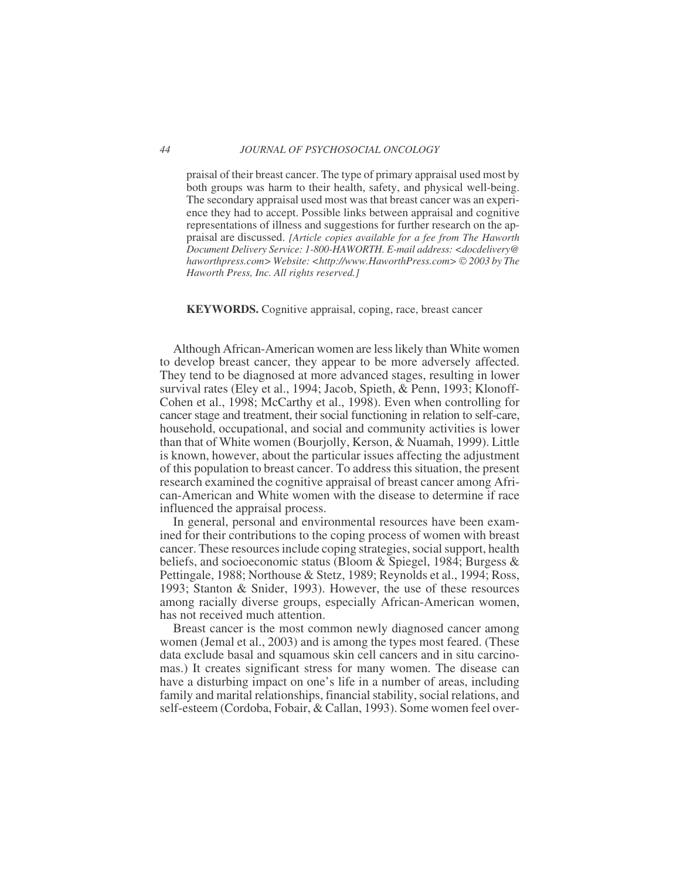praisal of their breast cancer. The type of primary appraisal used most by both groups was harm to their health, safety, and physical well-being. The secondary appraisal used most was that breast cancer was an experience they had to accept. Possible links between appraisal and cognitive representations of illness and suggestions for further research on the appraisal are discussed. *[Article copies available for a fee from The Haworth Document Delivery Service: 1-800-HAWORTH. E-mail address: <docdelivery@haworthpress.com> Website: <http://www.HaworthPress.com> © 2003 by The Haworth Press, Inc. All rights reserved.]*

**KEYWORDS.** Cognitive appraisal, coping, race, breast cancer

Although African-American women are less likely than White women to develop breast cancer, they appear to be more adversely affected. They tend to be diagnosed at more advanced stages, resulting in lower survival rates (Eley et al., 1994; Jacob, Spieth, & Penn, 1993; Klonoff-Cohen et al., 1998; McCarthy et al., 1998). Even when controlling for cancer stage and treatment, their social functioning in relation to self-care, household, occupational, and social and community activities is lower than that of White women (Bourjolly, Kerson, & Nuamah, 1999). Little is known, however, about the particular issues affecting the adjustment of this population to breast cancer. To address this situation, the present research examined the cognitive appraisal of breast cancer among African-American and White women with the disease to determine if race influenced the appraisal process.

In general, personal and environmental resources have been examined for their contributions to the coping process of women with breast cancer. These resources include coping strategies, social support, health beliefs, and socioeconomic status (Bloom & Spiegel, 1984; Burgess & Pettingale, 1988; Northouse & Stetz, 1989; Reynolds et al., 1994; Ross, 1993; Stanton & Snider, 1993). However, the use of these resources among racially diverse groups, especially African-American women, has not received much attention.

Breast cancer is the most common newly diagnosed cancer among women (Jemal et al., 2003) and is among the types most feared. (These data exclude basal and squamous skin cell cancers and in situ carcinomas.) It creates significant stress for many women. The disease can have a disturbing impact on one's life in a number of areas, including family and marital relationships, financial stability, social relations, and self-esteem (Cordoba, Fobair, & Callan, 1993). Some women feel over-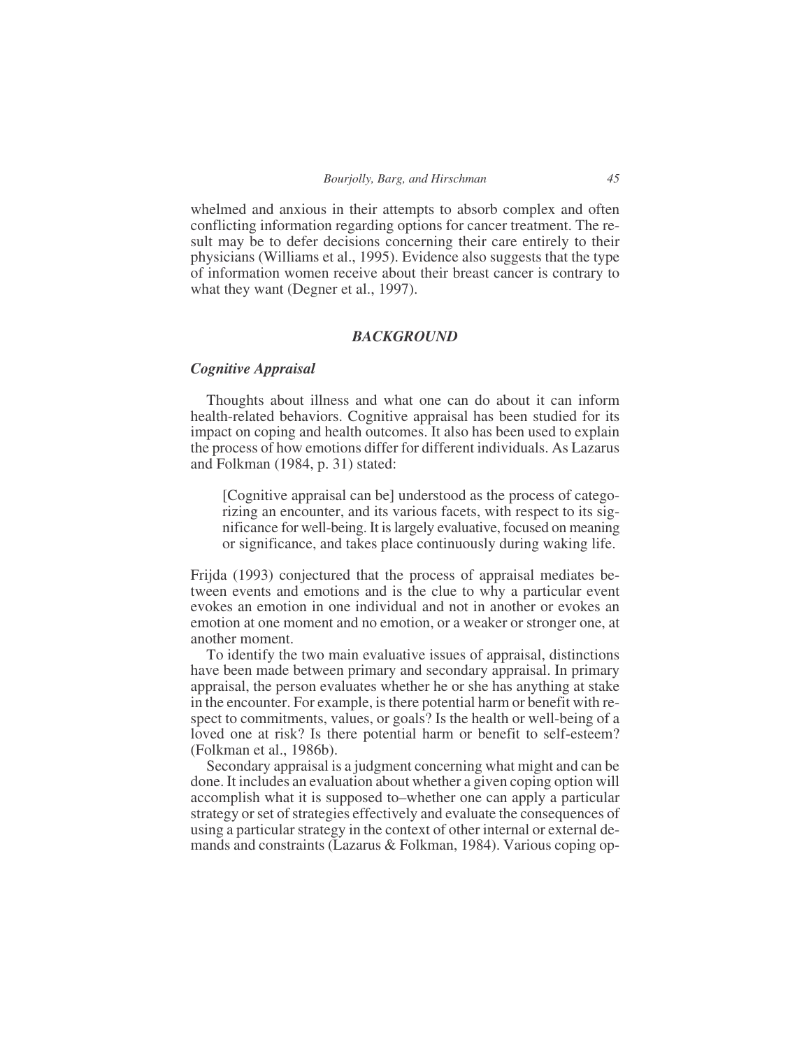whelmed and anxious in their attempts to absorb complex and often conflicting information regarding options for cancer treatment. The result may be to defer decisions concerning their care entirely to their physicians (Williams et al., 1995). Evidence also suggests that the type of information women receive about their breast cancer is contrary to what they want (Degner et al., 1997).

## *BACKGROUND*

### *Cognitive Appraisal*

Thoughts about illness and what one can do about it can inform health-related behaviors. Cognitive appraisal has been studied for its impact on coping and health outcomes. It also has been used to explain the process of how emotions differ for different individuals. As Lazarus and Folkman (1984, p. 31) stated:

> [Cognitive appraisal can be] understood as the process of categorizing an encounter, and its various facets, with respect to its significance for well-being. It is largely evaluative, focused on meaning or significance, and takes place continuously during waking life.

Frijda (1993) conjectured that the process of appraisal mediates between events and emotions and is the clue to why a particular event evokes an emotion in one individual and not in another or evokes an emotion at one moment and no emotion, or a weaker or stronger one, at another moment.

To identify the two main evaluative issues of appraisal, distinctions have been made between primary and secondary appraisal. In primary appraisal, the person evaluates whether he or she has anything at stake in the encounter. For example, is there potential harm or benefit with respect to commitments, values, or goals? Is the health or well-being of a loved one at risk? Is there potential harm or benefit to self-esteem? (Folkman et al., 1986b).

Secondary appraisal is a judgment concerning what might and can be done. It includes an evaluation about whether a given coping option will accomplish what it is supposed to–whether one can apply a particular strategy or set of strategies effectively and evaluate the consequences of using a particular strategy in the context of other internal or external demands and constraints (Lazarus & Folkman, 1984). Various coping op-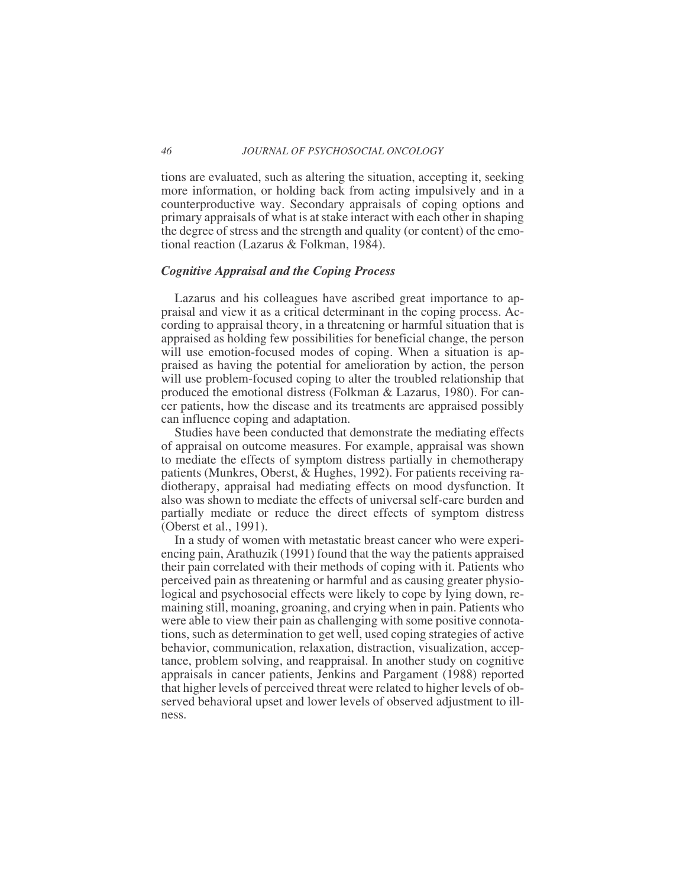tions are evaluated, such as altering the situation, accepting it, seeking more information, or holding back from acting impulsively and in a counterproductive way. Secondary appraisals of coping options and primary appraisals of what is at stake interact with each other in shaping the degree of stress and the strength and quality (or content) of the emotional reaction (Lazarus & Folkman, 1984).

### *Cognitive Appraisal and the Coping Process*

Lazarus and his colleagues have ascribed great importance to appraisal and view it as a critical determinant in the coping process. According to appraisal theory, in a threatening or harmful situation that is appraised as holding few possibilities for beneficial change, the person will use emotion-focused modes of coping. When a situation is appraised as having the potential for amelioration by action, the person will use problem-focused coping to alter the troubled relationship that produced the emotional distress (Folkman & Lazarus, 1980). For cancer patients, how the disease and its treatments are appraised possibly can influence coping and adaptation.

Studies have been conducted that demonstrate the mediating effects of appraisal on outcome measures. For example, appraisal was shown to mediate the effects of symptom distress partially in chemotherapy patients (Munkres, Oberst, & Hughes, 1992). For patients receiving radiotherapy, appraisal had mediating effects on mood dysfunction. It also was shown to mediate the effects of universal self-care burden and partially mediate or reduce the direct effects of symptom distress (Oberst et al., 1991).

In a study of women with metastatic breast cancer who were experiencing pain, Arathuzik (1991) found that the way the patients appraised their pain correlated with their methods of coping with it. Patients who perceived pain as threatening or harmful and as causing greater physiological and psychosocial effects were likely to cope by lying down, remaining still, moaning, groaning, and crying when in pain. Patients who were able to view their pain as challenging with some positive connotations, such as determination to get well, used coping strategies of active behavior, communication, relaxation, distraction, visualization, acceptance, problem solving, and reappraisal. In another study on cognitive appraisals in cancer patients, Jenkins and Pargament (1988) reported that higher levels of perceived threat were related to higher levels of observed behavioral upset and lower levels of observed adjustment to illness.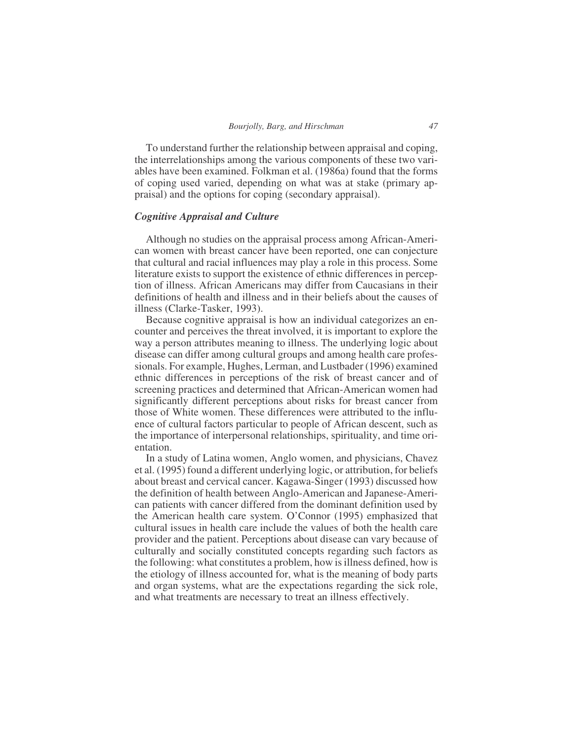To understand further the relationship between appraisal and coping, the interrelationships among the various components of these two variables have been examined. Folkman et al. (1986a) found that the forms of coping used varied, depending on what was at stake (primary appraisal) and the options for coping (secondary appraisal).

### *Cognitive Appraisal and Culture*

Although no studies on the appraisal process among African-American women with breast cancer have been reported, one can conjecture that cultural and racial influences may play a role in this process. Some literature exists to support the existence of ethnic differences in perception of illness. African Americans may differ from Caucasians in their definitions of health and illness and in their beliefs about the causes of illness (Clarke-Tasker, 1993).

Because cognitive appraisal is how an individual categorizes an encounter and perceives the threat involved, it is important to explore the way a person attributes meaning to illness. The underlying logic about disease can differ among cultural groups and among health care professionals. For example, Hughes, Lerman, and Lustbader (1996) examined ethnic differences in perceptions of the risk of breast cancer and of screening practices and determined that African-American women had significantly different perceptions about risks for breast cancer from those of White women. These differences were attributed to the influence of cultural factors particular to people of African descent, such as the importance of interpersonal relationships, spirituality, and time orientation.

In a study of Latina women, Anglo women, and physicians, Chavez et al. (1995) found a different underlying logic, or attribution, for beliefs about breast and cervical cancer. Kagawa-Singer (1993) discussed how the definition of health between Anglo-American and Japanese-American patients with cancer differed from the dominant definition used by the American health care system. O'Connor (1995) emphasized that cultural issues in health care include the values of both the health care provider and the patient. Perceptions about disease can vary because of culturally and socially constituted concepts regarding such factors as the following: what constitutes a problem, how is illness defined, how is the etiology of illness accounted for, what is the meaning of body parts and organ systems, what are the expectations regarding the sick role, and what treatments are necessary to treat an illness effectively.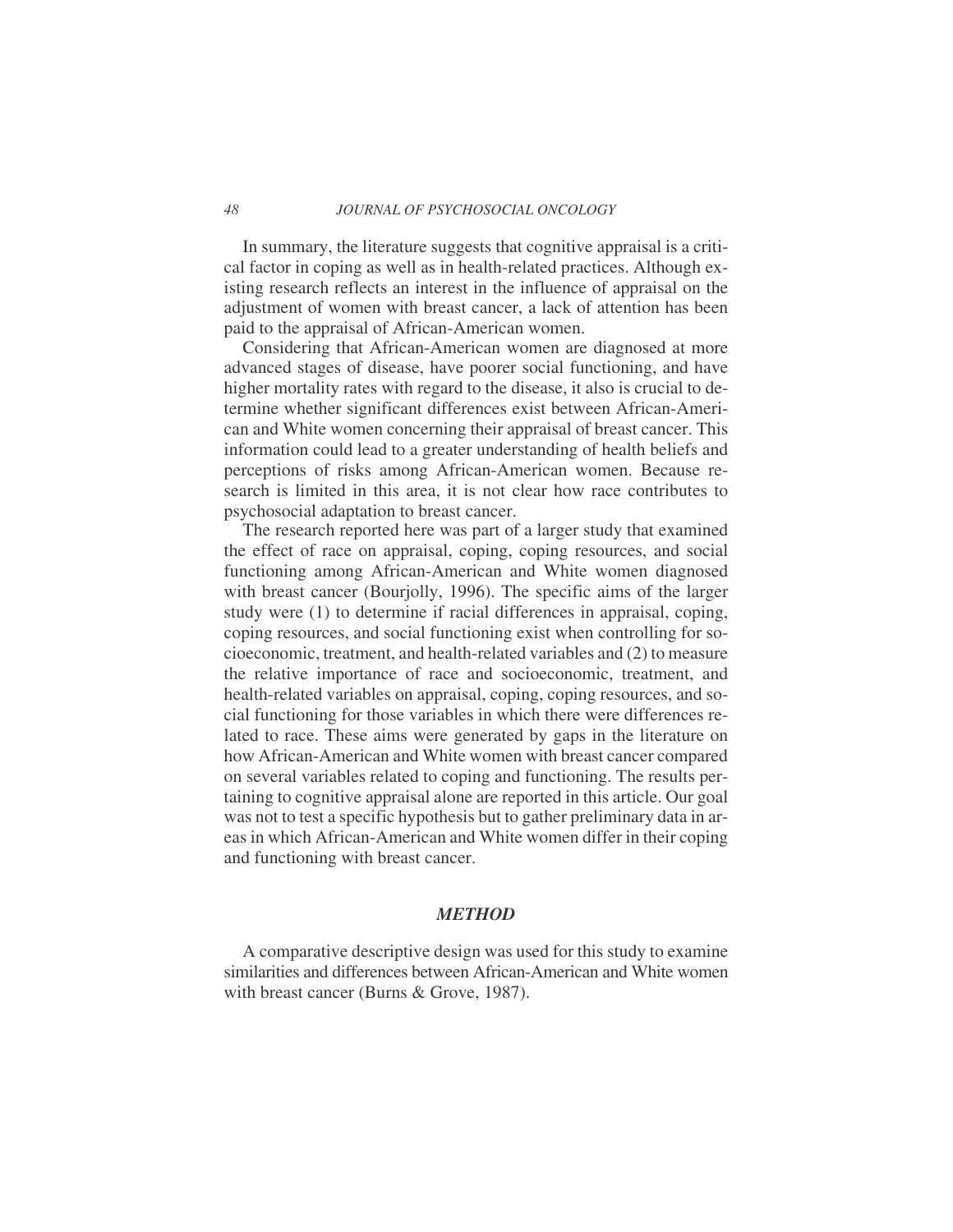In summary, the literature suggests that cognitive appraisal is a critical factor in coping as well as in health-related practices. Although existing research reflects an interest in the influence of appraisal on the adjustment of women with breast cancer, a lack of attention has been paid to the appraisal of African-American women.

Considering that African-American women are diagnosed at more advanced stages of disease, have poorer social functioning, and have higher mortality rates with regard to the disease, it also is crucial to determine whether significant differences exist between African-American and White women concerning their appraisal of breast cancer. This information could lead to a greater understanding of health beliefs and perceptions of risks among African-American women. Because research is limited in this area, it is not clear how race contributes to psychosocial adaptation to breast cancer.

The research reported here was part of a larger study that examined the effect of race on appraisal, coping, coping resources, and social functioning among African-American and White women diagnosed with breast cancer (Bourjolly, 1996). The specific aims of the larger study were (1) to determine if racial differences in appraisal, coping, coping resources, and social functioning exist when controlling for socioeconomic, treatment, and health-related variables and (2) to measure the relative importance of race and socioeconomic, treatment, and health-related variables on appraisal, coping, coping resources, and social functioning for those variables in which there were differences related to race. These aims were generated by gaps in the literature on how African-American and White women with breast cancer compared on several variables related to coping and functioning. The results pertaining to cognitive appraisal alone are reported in this article. Our goal was not to test a specific hypothesis but to gather preliminary data in areas in which African-American and White women differ in their coping and functioning with breast cancer.

## *METHOD*

A comparative descriptive design was used for this study to examine similarities and differences between African-American and White women with breast cancer (Burns & Grove, 1987).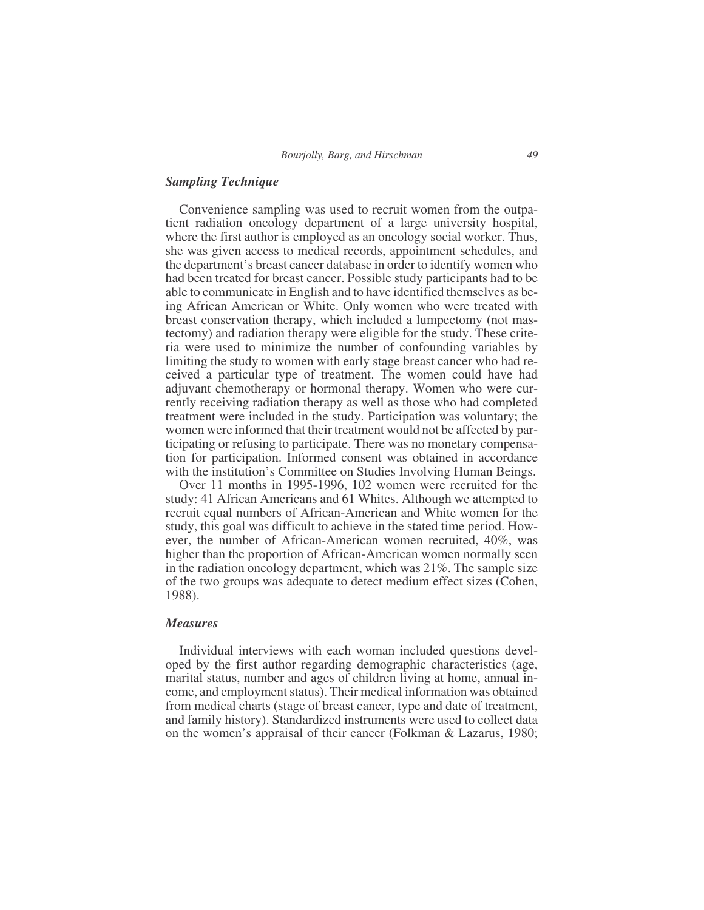### *Sampling Technique*

Convenience sampling was used to recruit women from the outpatient radiation oncology department of a large university hospital, where the first author is employed as an oncology social worker. Thus, she was given access to medical records, appointment schedules, and the department's breast cancer database in order to identify women who had been treated for breast cancer. Possible study participants had to be able to communicate in English and to have identified themselves as being African American or White. Only women who were treated with breast conservation therapy, which included a lumpectomy (not mastectomy) and radiation therapy were eligible for the study. These criteria were used to minimize the number of confounding variables by limiting the study to women with early stage breast cancer who had received a particular type of treatment. The women could have had adjuvant chemotherapy or hormonal therapy. Women who were currently receiving radiation therapy as well as those who had completed treatment were included in the study. Participation was voluntary; the women were informed that their treatment would not be affected by participating or refusing to participate. There was no monetary compensation for participation. Informed consent was obtained in accordance with the institution's Committee on Studies Involving Human Beings.

Over 11 months in 1995-1996, 102 women were recruited for the study: 41 African Americans and 61 Whites. Although we attempted to recruit equal numbers of African-American and White women for the study, this goal was difficult to achieve in the stated time period. However, the number of African-American women recruited, 40%, was higher than the proportion of African-American women normally seen in the radiation oncology department, which was 21%. The sample size of the two groups was adequate to detect medium effect sizes (Cohen, 1988).

### *Measures*

Individual interviews with each woman included questions developed by the first author regarding demographic characteristics (age, marital status, number and ages of children living at home, annual income, and employment status). Their medical information was obtained from medical charts (stage of breast cancer, type and date of treatment, and family history). Standardized instruments were used to collect data on the women's appraisal of their cancer (Folkman & Lazarus, 1980;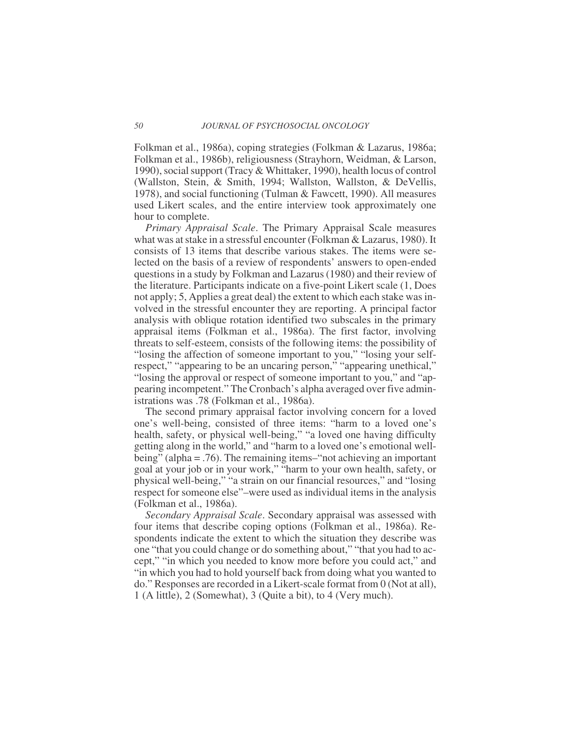Folkman et al., 1986a), coping strategies (Folkman & Lazarus, 1986a; Folkman et al., 1986b), religiousness (Strayhorn, Weidman, & Larson, 1990), social support (Tracy & Whittaker, 1990), health locus of control (Wallston, Stein, & Smith, 1994; Wallston, Wallston, & DeVellis, 1978), and social functioning (Tulman & Fawcett, 1990). All measures used Likert scales, and the entire interview took approximately one hour to complete.

*Primary Appraisal Scale*. The Primary Appraisal Scale measures what was at stake in a stressful encounter (Folkman & Lazarus, 1980). It consists of 13 items that describe various stakes. The items were selected on the basis of a review of respondents' answers to open-ended questions in a study by Folkman and Lazarus (1980) and their review of the literature. Participants indicate on a five-point Likert scale (1, Does not apply; 5, Applies a great deal) the extent to which each stake was involved in the stressful encounter they are reporting. A principal factor analysis with oblique rotation identified two subscales in the primary appraisal items (Folkman et al., 1986a). The first factor, involving threats to self-esteem, consists of the following items: the possibility of "losing the affection of someone important to you," "losing your self-respect," "appearing to be an uncaring person," "appearing unethical," "losing the approval or respect of someone important to you," and "appearing incompetent." The Cronbach's alpha averaged over five administrations was .78 (Folkman et al., 1986a).

The second primary appraisal factor involving concern for a loved one's well-being, consisted of three items: "harm to a loved one's health, safety, or physical well-being," "a loved one having difficulty getting along in the world," and "harm to a loved one's emotional well-being" (alpha = .76). The remaining items–"not achieving an important goal at your job or in your work," "harm to your own health, safety, or physical well-being," "a strain on our financial resources," and "losing respect for someone else"–were used as individual items in the analysis (Folkman et al., 1986a).

*Secondary Appraisal Scale*. Secondary appraisal was assessed with four items that describe coping options (Folkman et al., 1986a). Respondents indicate the extent to which the situation they describe was one "that you could change or do something about," "that you had to accept," "in which you needed to know more before you could act," and "in which you had to hold yourself back from doing what you wanted to do." Responses are recorded in a Likert-scale format from 0 (Not at all), 1 (A little), 2 (Somewhat), 3 (Quite a bit), to 4 (Very much).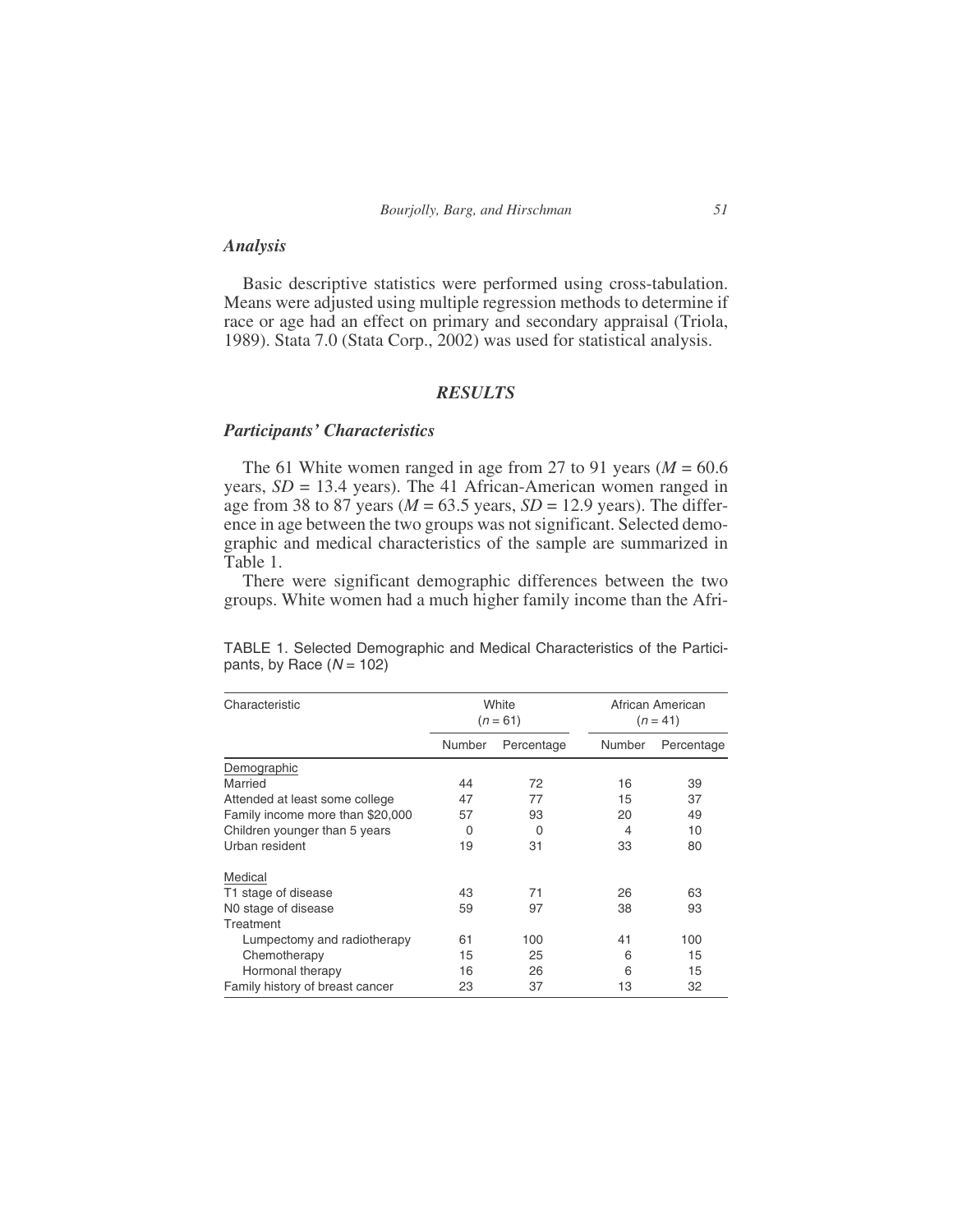### *Analysis*

Basic descriptive statistics were performed using cross-tabulation. Means were adjusted using multiple regression methods to determine if race or age had an effect on primary and secondary appraisal (Triola, 1989). Stata 7.0 (Stata Corp., 2002) was used for statistical analysis.

## *RESULTS*

### *Participants' Characteristics*

The 61 White women ranged in age from 27 to 91 years ($M$ = 60.6 years, $SD$ = 13.4 years). The 41 African-American women ranged in age from 38 to 87 years ($M$ = 63.5 years, $SD$ = 12.9 years). The difference in age between the two groups was not significant. Selected demographic and medical characteristics of the sample are summarized in Table 1.

There were significant demographic differences between the two groups. White women had a much higher family income than the Afri-

TABLE 1. Selected Demographic and Medical Characteristics of the Participants, by Race ($N$ = 102)

| Characteristic | White ($n$ = 61) | | African American ($n$ = 41) | |
|---|---|---|---|---|
| | Number | Percentage | Number | Percentage |
| Demographic | | | | |
| Married | 44 | 72 | 16 | 39 |
| Attended at least some college | 47 | 77 | 15 | 37 |
| Family income more than $20,000 | 57 | 93 | 20 | 49 |
| Children younger than 5 years | 0 | 0 | 4 | 10 |
| Urban resident | 19 | 31 | 33 | 80 |
| Medical | | | | |
| T1 stage of disease | 43 | 71 | 26 | 63 |
| N0 stage of disease | 59 | 97 | 38 | 93 |
| Treatment | | | | |
| Lumpectomy and radiotherapy | 61 | 100 | 41 | 100 |
| Chemotherapy | 15 | 25 | 6 | 15 |
| Hormonal therapy | 16 | 26 | 6 | 15 |
| Family history of breast cancer | 23 | 37 | 13 | 32 |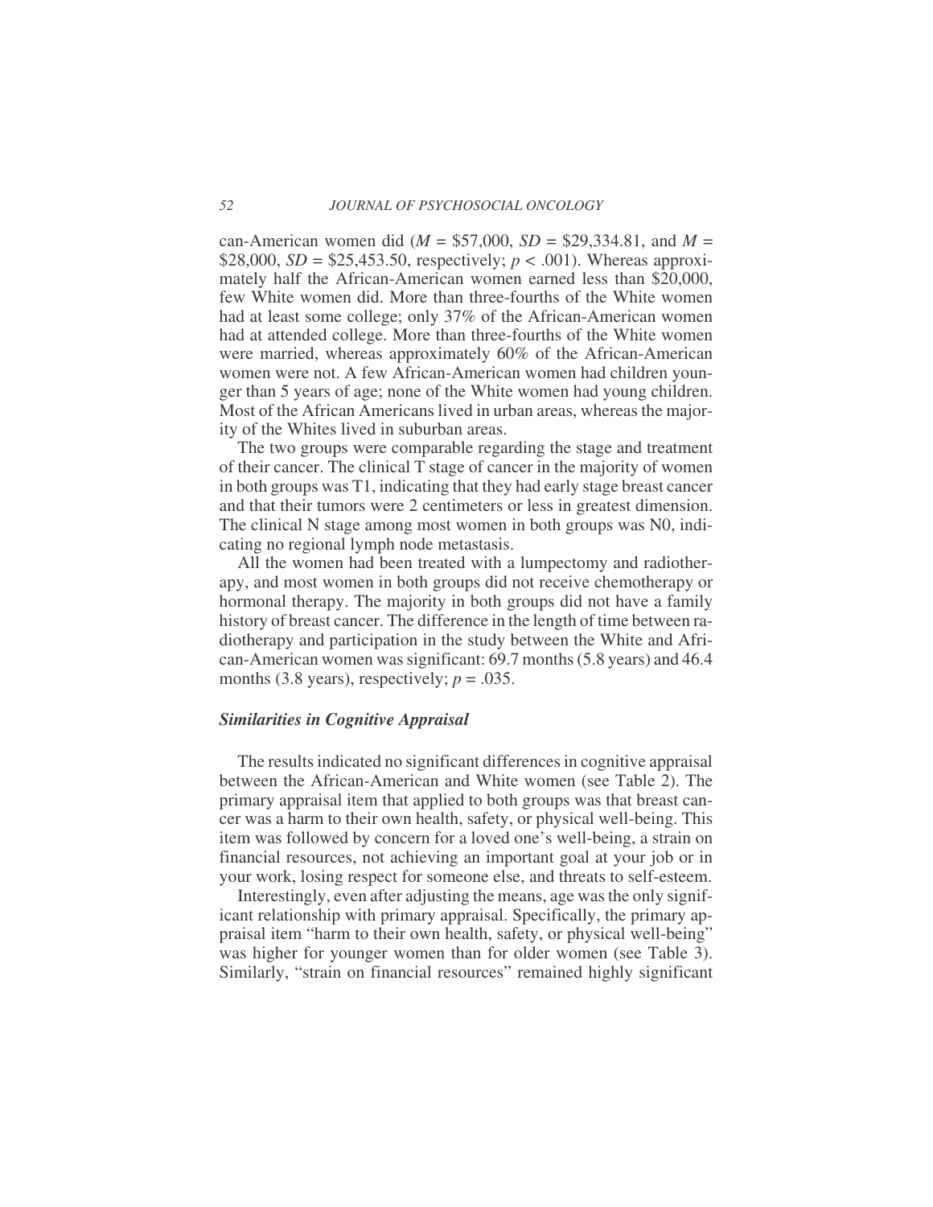can-American women did ($M$ = \$57,000, $SD$ = \$29,334.81, and $M$ = \$28,000, $SD$ = \$25,453.50, respectively; $p < .001$). Whereas approximately half the African-American women earned less than \$20,000, few White women did. More than three-fourths of the White women had at least some college; only 37% of the African-American women had at attended college. More than three-fourths of the White women were married, whereas approximately 60% of the African-American women were not. A few African-American women had children younger than 5 years of age; none of the White women had young children. Most of the African Americans lived in urban areas, whereas the majority of the Whites lived in suburban areas.

The two groups were comparable regarding the stage and treatment of their cancer. The clinical T stage of cancer in the majority of women in both groups was T1, indicating that they had early stage breast cancer and that their tumors were 2 centimeters or less in greatest dimension. The clinical N stage among most women in both groups was N0, indicating no regional lymph node metastasis.

All the women had been treated with a lumpectomy and radiotherapy, and most women in both groups did not receive chemotherapy or hormonal therapy. The majority in both groups did not have a family history of breast cancer. The difference in the length of time between radiotherapy and participation in the study between the White and African-American women was significant: 69.7 months (5.8 years) and 46.4 months (3.8 years), respectively; $p = .035$.

### *Similarities in Cognitive Appraisal*

The results indicated no significant differences in cognitive appraisal between the African-American and White women (see Table 2). The primary appraisal item that applied to both groups was that breast cancer was a harm to their own health, safety, or physical well-being. This item was followed by concern for a loved one's well-being, a strain on financial resources, not achieving an important goal at your job or in your work, losing respect for someone else, and threats to self-esteem.

Interestingly, even after adjusting the means, age was the only significant relationship with primary appraisal. Specifically, the primary appraisal item "harm to their own health, safety, or physical well-being" was higher for younger women than for older women (see Table 3). Similarly, "strain on financial resources" remained highly significant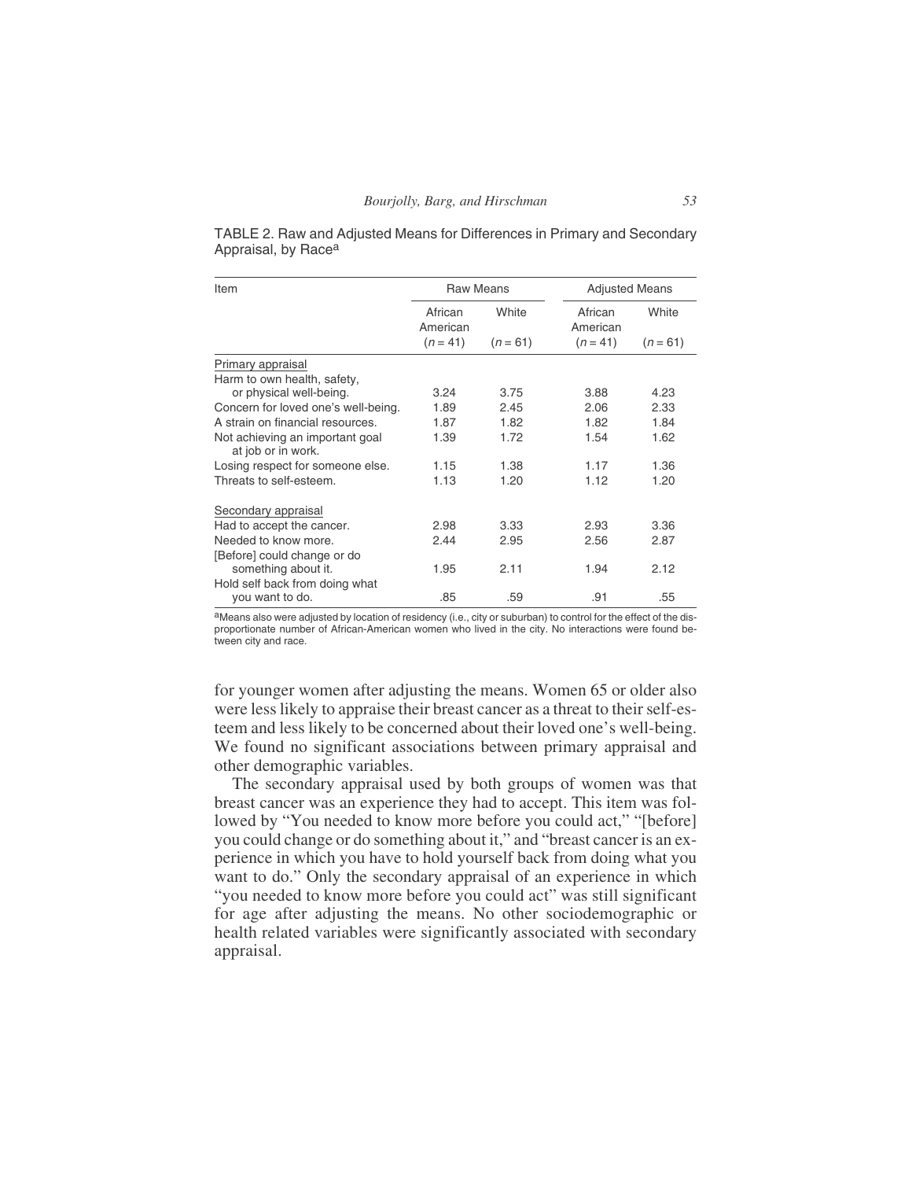TABLE 2. Raw and Adjusted Means for Differences in Primary and Secondary Appraisal, by Race[a]

| Item | Raw Means | | Adjusted Means | |
|---|---|---|---|---|
| | African American ($n = 41$) | White ($n = 61$) | African American ($n = 41$) | White ($n = 61$) |
| Primary appraisal | | | | |
| Harm to own health, safety, or physical well-being. | 3.24 | 3.75 | 3.88 | 4.23 |
| Concern for loved one's well-being. | 1.89 | 2.45 | 2.06 | 2.33 |
| A strain on financial resources. | 1.87 | 1.82 | 1.82 | 1.84 |
| Not achieving an important goal at job or in work. | 1.39 | 1.72 | 1.54 | 1.62 |
| Losing respect for someone else. | 1.15 | 1.38 | 1.17 | 1.36 |
| Threats to self-esteem. | 1.13 | 1.20 | 1.12 | 1.20 |
| Secondary appraisal | | | | |
| Had to accept the cancer. | 2.98 | 3.33 | 2.93 | 3.36 |
| Needed to know more. | 2.44 | 2.95 | 2.56 | 2.87 |
| [Before] could change or do something about it. | 1.95 | 2.11 | 1.94 | 2.12 |
| Hold self back from doing what you want to do. | .85 | .59 | .91 | .55 |

[a]Means also were adjusted by location of residency (i.e., city or suburban) to control for the effect of the disproportionate number of African-American women who lived in the city. No interactions were found between city and race.

for younger women after adjusting the means. Women 65 or older also were less likely to appraise their breast cancer as a threat to their self-esteem and less likely to be concerned about their loved one's well-being. We found no significant associations between primary appraisal and other demographic variables.

The secondary appraisal used by both groups of women was that breast cancer was an experience they had to accept. This item was followed by "You needed to know more before you could act," "[before] you could change or do something about it," and "breast cancer is an experience in which you have to hold yourself back from doing what you want to do." Only the secondary appraisal of an experience in which "you needed to know more before you could act" was still significant for age after adjusting the means. No other sociodemographic or health related variables were significantly associated with secondary appraisal.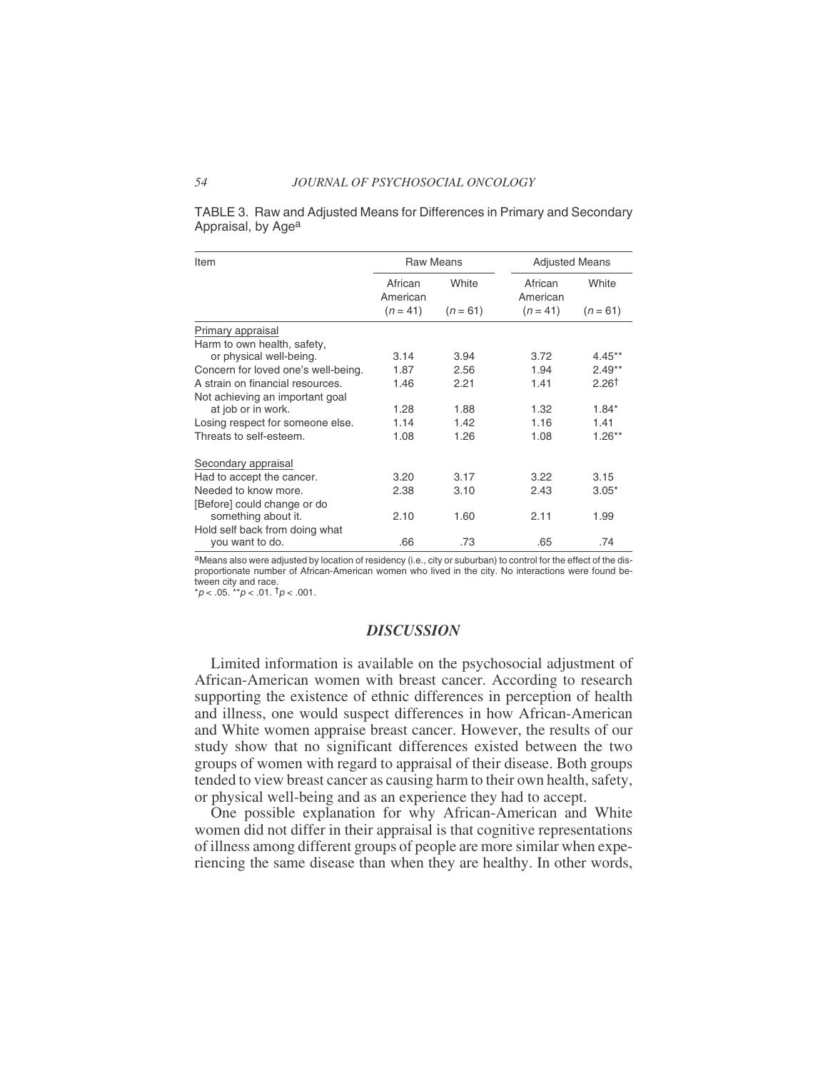TABLE 3. Raw and Adjusted Means for Differences in Primary and Secondary Appraisal, by Age[a]

| Item | Raw Means | | Adjusted Means | |
|---|---|---|---|---|
| | African American ($n = 41$) | White ($n = 61$) | African American ($n = 41$) | White ($n = 61$) |
| Primary appraisal | | | | |
| Harm to own health, safety, or physical well-being. | 3.14 | 3.94 | 3.72 | 4.45** |
| Concern for loved one's well-being. | 1.87 | 2.56 | 1.94 | 2.49** |
| A strain on financial resources. | 1.46 | 2.21 | 1.41 | 2.26† |
| Not achieving an important goal at job or in work. | 1.28 | 1.88 | 1.32 | 1.84* |
| Losing respect for someone else. | 1.14 | 1.42 | 1.16 | 1.41 |
| Threats to self-esteem. | 1.08 | 1.26 | 1.08 | 1.26** |
| Secondary appraisal | | | | |
| Had to accept the cancer. | 3.20 | 3.17 | 3.22 | 3.15 |
| Needed to know more. | 2.38 | 3.10 | 2.43 | 3.05* |
| [Before] could change or do something about it. | 2.10 | 1.60 | 2.11 | 1.99 |
| Hold self back from doing what you want to do. | .66 | .73 | .65 | .74 |

[a]Means also were adjusted by location of residency (i.e., city or suburban) to control for the effect of the disproportionate number of African-American women who lived in the city. No interactions were found between city and race.
*$p < .05$. **$p < .01$. †$p < .001$.

## DISCUSSION

Limited information is available on the psychosocial adjustment of African-American women with breast cancer. According to research supporting the existence of ethnic differences in perception of health and illness, one would suspect differences in how African-American and White women appraise breast cancer. However, the results of our study show that no significant differences existed between the two groups of women with regard to appraisal of their disease. Both groups tended to view breast cancer as causing harm to their own health, safety, or physical well-being and as an experience they had to accept.

One possible explanation for why African-American and White women did not differ in their appraisal is that cognitive representations of illness among different groups of people are more similar when experiencing the same disease than when they are healthy. In other words,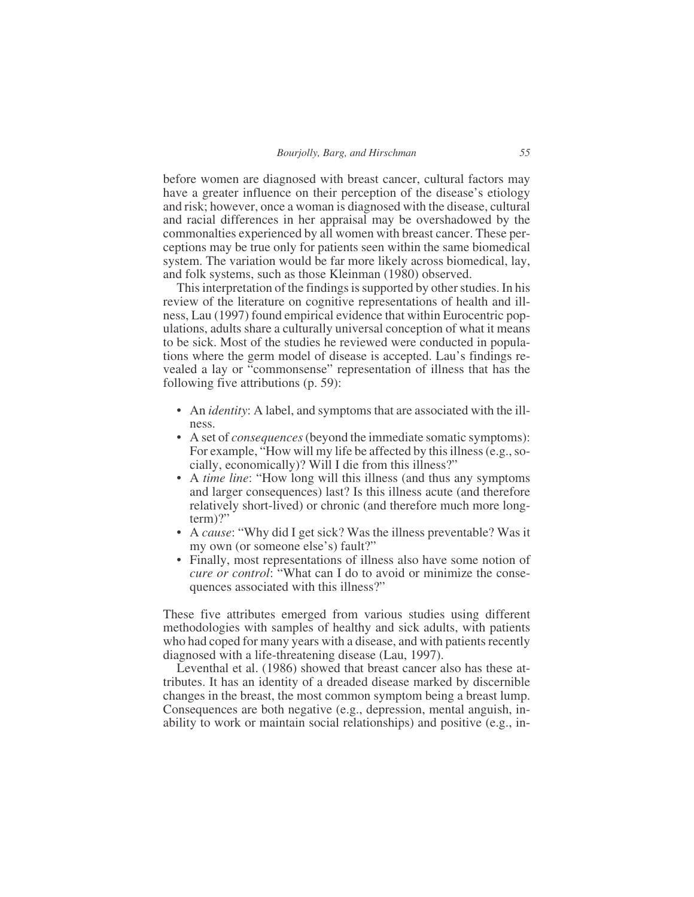before women are diagnosed with breast cancer, cultural factors may have a greater influence on their perception of the disease's etiology and risk; however, once a woman is diagnosed with the disease, cultural and racial differences in her appraisal may be overshadowed by the commonalties experienced by all women with breast cancer. These perceptions may be true only for patients seen within the same biomedical system. The variation would be far more likely across biomedical, lay, and folk systems, such as those Kleinman (1980) observed.

This interpretation of the findings is supported by other studies. In his review of the literature on cognitive representations of health and illness, Lau (1997) found empirical evidence that within Eurocentric populations, adults share a culturally universal conception of what it means to be sick. Most of the studies he reviewed were conducted in populations where the germ model of disease is accepted. Lau's findings revealed a lay or "commonsense" representation of illness that has the following five attributions (p. 59):

- An *identity*: A label, and symptoms that are associated with the illness.
- A set of *consequences* (beyond the immediate somatic symptoms): For example, "How will my life be affected by this illness (e.g., socially, economically)? Will I die from this illness?"
- A *time line*: "How long will this illness (and thus any symptoms and larger consequences) last? Is this illness acute (and therefore relatively short-lived) or chronic (and therefore much more long-term)?"
- A *cause*: "Why did I get sick? Was the illness preventable? Was it my own (or someone else's) fault?"
- Finally, most representations of illness also have some notion of *cure or control*: "What can I do to avoid or minimize the consequences associated with this illness?"

These five attributes emerged from various studies using different methodologies with samples of healthy and sick adults, with patients who had coped for many years with a disease, and with patients recently diagnosed with a life-threatening disease (Lau, 1997).

Leventhal et al. (1986) showed that breast cancer also has these attributes. It has an identity of a dreaded disease marked by discernible changes in the breast, the most common symptom being a breast lump. Consequences are both negative (e.g., depression, mental anguish, inability to work or maintain social relationships) and positive (e.g., in-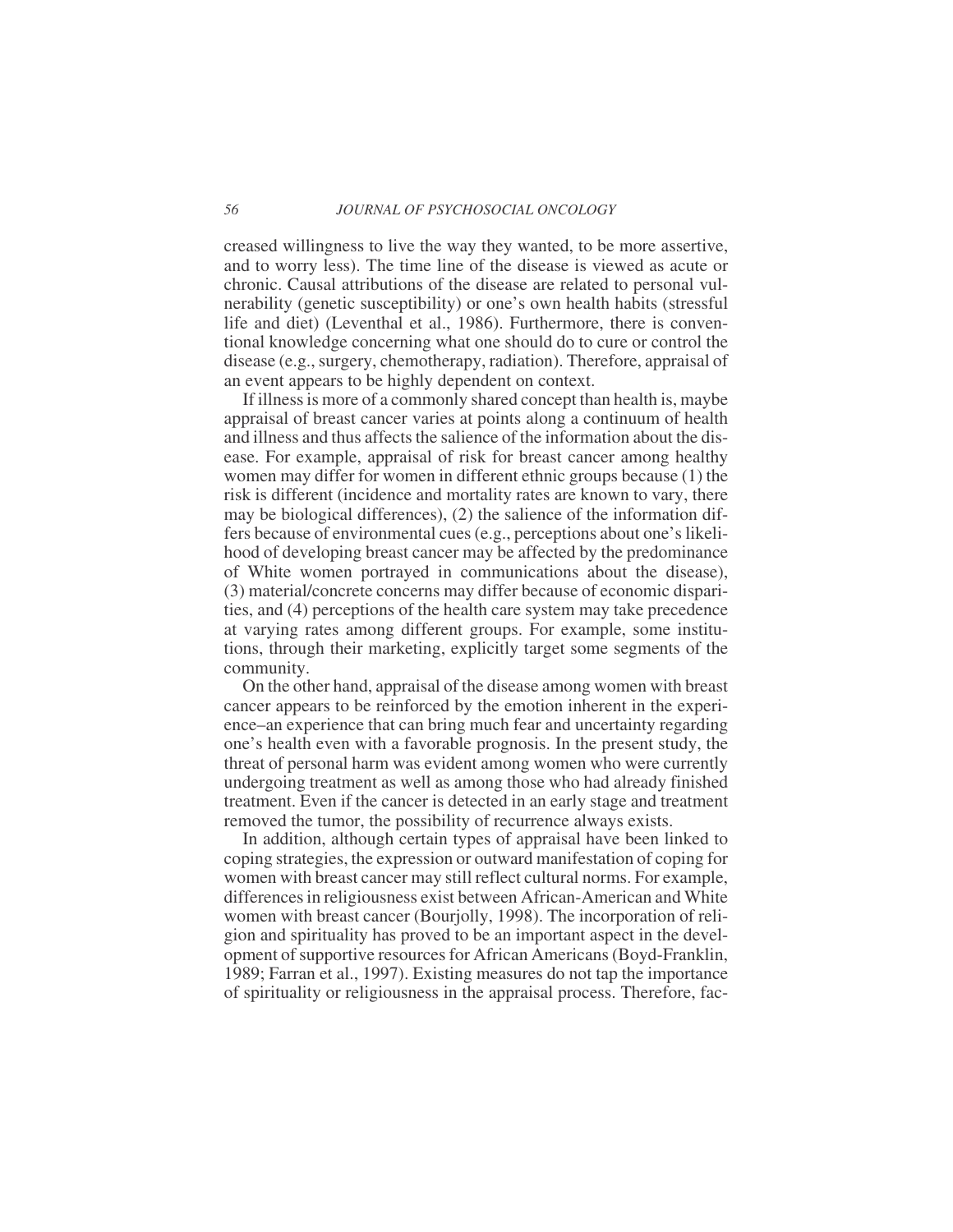creased willingness to live the way they wanted, to be more assertive, and to worry less). The time line of the disease is viewed as acute or chronic. Causal attributions of the disease are related to personal vulnerability (genetic susceptibility) or one's own health habits (stressful life and diet) (Leventhal et al., 1986). Furthermore, there is conventional knowledge concerning what one should do to cure or control the disease (e.g., surgery, chemotherapy, radiation). Therefore, appraisal of an event appears to be highly dependent on context.

If illness is more of a commonly shared concept than health is, maybe appraisal of breast cancer varies at points along a continuum of health and illness and thus affects the salience of the information about the disease. For example, appraisal of risk for breast cancer among healthy women may differ for women in different ethnic groups because (1) the risk is different (incidence and mortality rates are known to vary, there may be biological differences), (2) the salience of the information differs because of environmental cues (e.g., perceptions about one's likelihood of developing breast cancer may be affected by the predominance of White women portrayed in communications about the disease), (3) material/concrete concerns may differ because of economic disparities, and (4) perceptions of the health care system may take precedence at varying rates among different groups. For example, some institutions, through their marketing, explicitly target some segments of the community.

On the other hand, appraisal of the disease among women with breast cancer appears to be reinforced by the emotion inherent in the experience–an experience that can bring much fear and uncertainty regarding one's health even with a favorable prognosis. In the present study, the threat of personal harm was evident among women who were currently undergoing treatment as well as among those who had already finished treatment. Even if the cancer is detected in an early stage and treatment removed the tumor, the possibility of recurrence always exists.

In addition, although certain types of appraisal have been linked to coping strategies, the expression or outward manifestation of coping for women with breast cancer may still reflect cultural norms. For example, differences in religiousness exist between African-American and White women with breast cancer (Bourjolly, 1998). The incorporation of religion and spirituality has proved to be an important aspect in the development of supportive resources for African Americans (Boyd-Franklin, 1989; Farran et al., 1997). Existing measures do not tap the importance of spirituality or religiousness in the appraisal process. Therefore, fac-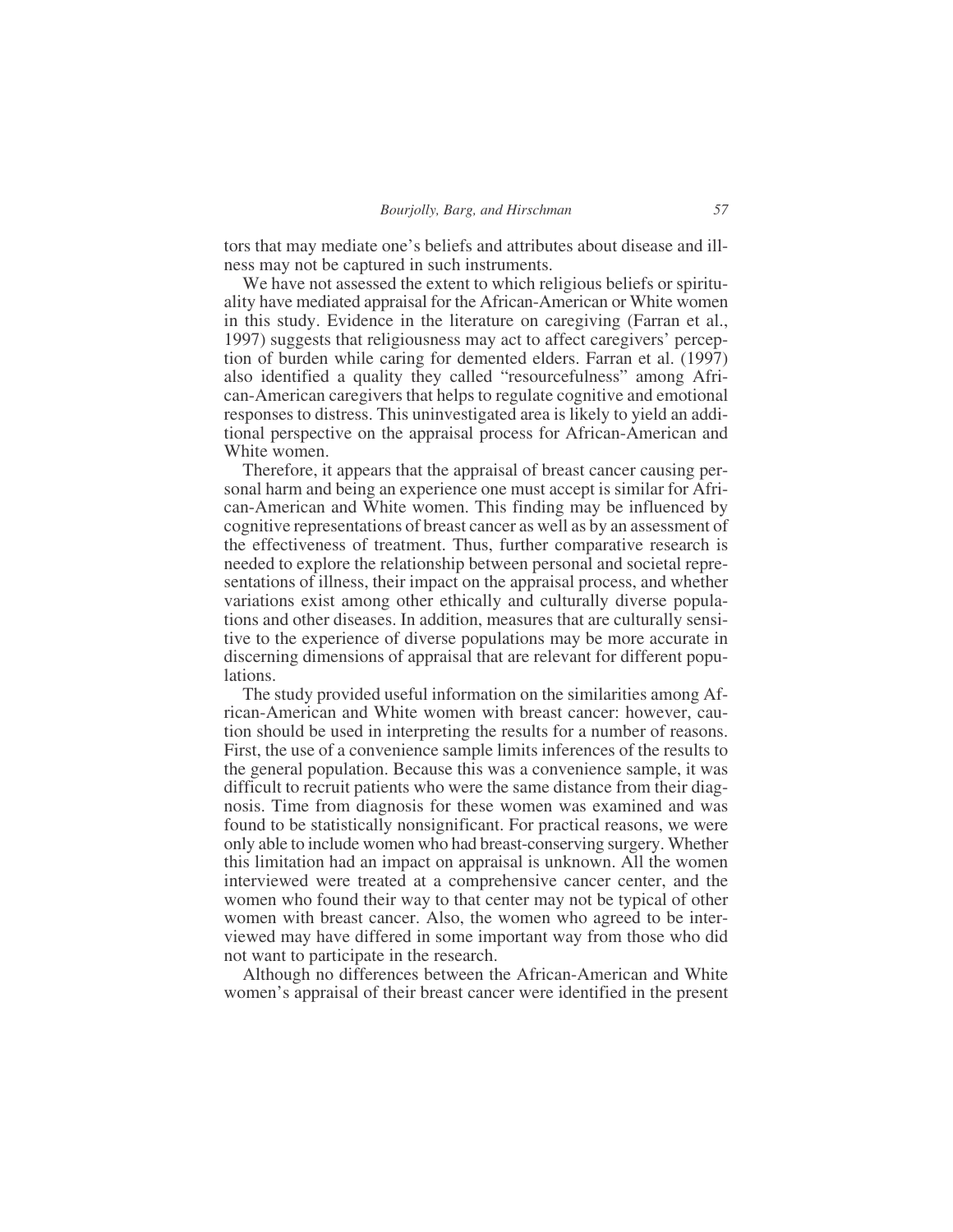tors that may mediate one's beliefs and attributes about disease and illness may not be captured in such instruments.

We have not assessed the extent to which religious beliefs or spirituality have mediated appraisal for the African-American or White women in this study. Evidence in the literature on caregiving (Farran et al., 1997) suggests that religiousness may act to affect caregivers' perception of burden while caring for demented elders. Farran et al. (1997) also identified a quality they called "resourcefulness" among African-American caregivers that helps to regulate cognitive and emotional responses to distress. This uninvestigated area is likely to yield an additional perspective on the appraisal process for African-American and White women.

Therefore, it appears that the appraisal of breast cancer causing personal harm and being an experience one must accept is similar for African-American and White women. This finding may be influenced by cognitive representations of breast cancer as well as by an assessment of the effectiveness of treatment. Thus, further comparative research is needed to explore the relationship between personal and societal representations of illness, their impact on the appraisal process, and whether variations exist among other ethically and culturally diverse populations and other diseases. In addition, measures that are culturally sensitive to the experience of diverse populations may be more accurate in discerning dimensions of appraisal that are relevant for different populations.

The study provided useful information on the similarities among African-American and White women with breast cancer: however, caution should be used in interpreting the results for a number of reasons. First, the use of a convenience sample limits inferences of the results to the general population. Because this was a convenience sample, it was difficult to recruit patients who were the same distance from their diagnosis. Time from diagnosis for these women was examined and was found to be statistically nonsignificant. For practical reasons, we were only able to include women who had breast-conserving surgery. Whether this limitation had an impact on appraisal is unknown. All the women interviewed were treated at a comprehensive cancer center, and the women who found their way to that center may not be typical of other women with breast cancer. Also, the women who agreed to be interviewed may have differed in some important way from those who did not want to participate in the research.

Although no differences between the African-American and White women's appraisal of their breast cancer were identified in the present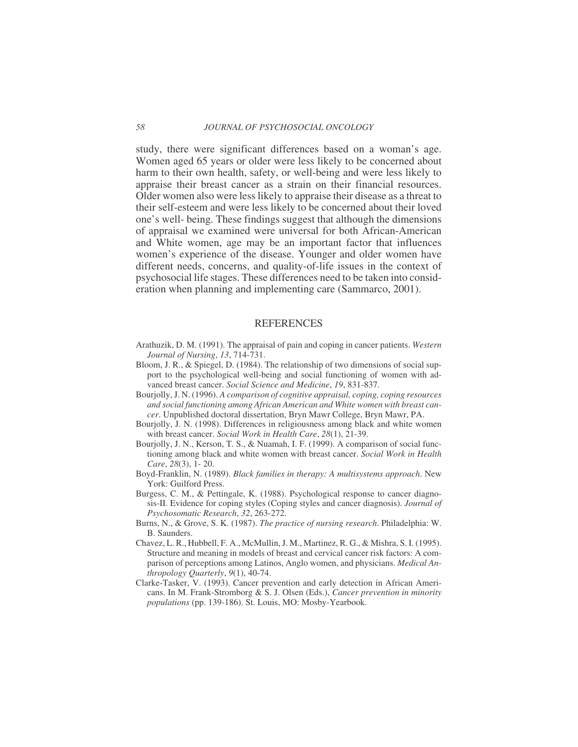study, there were significant differences based on a woman's age. Women aged 65 years or older were less likely to be concerned about harm to their own health, safety, or well-being and were less likely to appraise their breast cancer as a strain on their financial resources. Older women also were less likely to appraise their disease as a threat to their self-esteem and were less likely to be concerned about their loved one's well- being. These findings suggest that although the dimensions of appraisal we examined were universal for both African-American and White women, age may be an important factor that influences women's experience of the disease. Younger and older women have different needs, concerns, and quality-of-life issues in the context of psychosocial life stages. These differences need to be taken into consideration when planning and implementing care (Sammarco, 2001).

## REFERENCES

Arathuzik, D. M. (1991). The appraisal of pain and coping in cancer patients. *Western Journal of Nursing*, *13*, 714-731.

Bloom, J. R., & Spiegel, D. (1984). The relationship of two dimensions of social support to the psychological well-being and social functioning of women with advanced breast cancer. *Social Science and Medicine*, *19*, 831-837.

Bourjolly, J. N. (1996). *A comparison of cognitive appraisal, coping, coping resources and social functioning among African American and White women with breast cancer*. Unpublished doctoral dissertation, Bryn Mawr College, Bryn Mawr, PA.

Bourjolly, J. N. (1998). Differences in religiousness among black and white women with breast cancer. *Social Work in Health Care*, *28*(1), 21-39.

Bourjolly, J. N., Kerson, T. S., & Nuamah, I. F. (1999). A comparison of social functioning among black and white women with breast cancer. *Social Work in Health Care*, *28*(3), 1- 20.

Boyd-Franklin, N. (1989). *Black families in therapy: A multisystems approach*. New York: Guilford Press.

Burgess, C. M., & Pettingale, K. (1988). Psychological response to cancer diagnosis-II. Evidence for coping styles (Coping styles and cancer diagnosis). *Journal of Psychosomatic Research*, *32*, 263-272.

Burns, N., & Grove, S. K. (1987). *The practice of nursing research*. Philadelphia: W. B. Saunders.

Chavez, L. R., Hubbell, F. A., McMullin, J. M., Martinez, R. G., & Mishra, S. I. (1995). Structure and meaning in models of breast and cervical cancer risk factors: A comparison of perceptions among Latinos, Anglo women, and physicians. *Medical Anthropology Quarterly*, *9*(1), 40-74.

Clarke-Tasker, V. (1993). Cancer prevention and early detection in African Americans. In M. Frank-Stromborg & S. J. Olsen (Eds.), *Cancer prevention in minority populations* (pp. 139-186). St. Louis, MO: Mosby-Yearbook.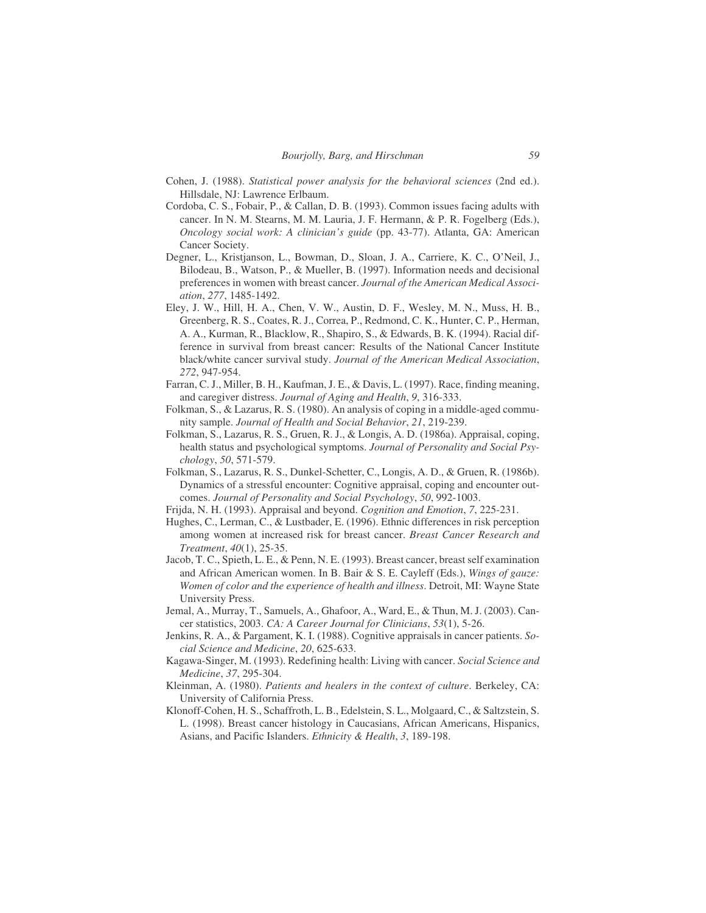Cohen, J. (1988). *Statistical power analysis for the behavioral sciences* (2nd ed.). Hillsdale, NJ: Lawrence Erlbaum.

Cordoba, C. S., Fobair, P., & Callan, D. B. (1993). Common issues facing adults with cancer. In N. M. Stearns, M. M. Lauria, J. F. Hermann, & P. R. Fogelberg (Eds.), *Oncology social work: A clinician's guide* (pp. 43-77). Atlanta, GA: American Cancer Society.

Degner, L., Kristjanson, L., Bowman, D., Sloan, J. A., Carriere, K. C., O'Neil, J., Bilodeau, B., Watson, P., & Mueller, B. (1997). Information needs and decisional preferences in women with breast cancer. *Journal of the American Medical Association*, *277*, 1485-1492.

Eley, J. W., Hill, H. A., Chen, V. W., Austin, D. F., Wesley, M. N., Muss, H. B., Greenberg, R. S., Coates, R. J., Correa, P., Redmond, C. K., Hunter, C. P., Herman, A. A., Kurman, R., Blacklow, R., Shapiro, S., & Edwards, B. K. (1994). Racial difference in survival from breast cancer: Results of the National Cancer Institute black/white cancer survival study. *Journal of the American Medical Association*, *272*, 947-954.

Farran, C. J., Miller, B. H., Kaufman, J. E., & Davis, L. (1997). Race, finding meaning, and caregiver distress. *Journal of Aging and Health*, *9*, 316-333.

Folkman, S., & Lazarus, R. S. (1980). An analysis of coping in a middle-aged community sample. *Journal of Health and Social Behavior*, *21*, 219-239.

Folkman, S., Lazarus, R. S., Gruen, R. J., & Longis, A. D. (1986a). Appraisal, coping, health status and psychological symptoms. *Journal of Personality and Social Psychology*, *50*, 571-579.

Folkman, S., Lazarus, R. S., Dunkel-Schetter, C., Longis, A. D., & Gruen, R. (1986b). Dynamics of a stressful encounter: Cognitive appraisal, coping and encounter outcomes. *Journal of Personality and Social Psychology*, *50*, 992-1003.

Frijda, N. H. (1993). Appraisal and beyond. *Cognition and Emotion*, *7*, 225-231.

Hughes, C., Lerman, C., & Lustbader, E. (1996). Ethnic differences in risk perception among women at increased risk for breast cancer. *Breast Cancer Research and Treatment*, *40*(1), 25-35.

Jacob, T. C., Spieth, L. E., & Penn, N. E. (1993). Breast cancer, breast self examination and African American women. In B. Bair & S. E. Cayleff (Eds.), *Wings of gauze: Women of color and the experience of health and illness*. Detroit, MI: Wayne State University Press.

Jemal, A., Murray, T., Samuels, A., Ghafoor, A., Ward, E., & Thun, M. J. (2003). Cancer statistics, 2003. *CA: A Career Journal for Clinicians*, *53*(1), 5-26.

Jenkins, R. A., & Pargament, K. I. (1988). Cognitive appraisals in cancer patients. *Social Science and Medicine*, *20*, 625-633.

Kagawa-Singer, M. (1993). Redefining health: Living with cancer. *Social Science and Medicine*, *37*, 295-304.

Kleinman, A. (1980). *Patients and healers in the context of culture*. Berkeley, CA: University of California Press.

Klonoff-Cohen, H. S., Schaffroth, L. B., Edelstein, S. L., Molgaard, C., & Saltzstein, S. L. (1998). Breast cancer histology in Caucasians, African Americans, Hispanics, Asians, and Pacific Islanders. *Ethnicity & Health*, *3*, 189-198.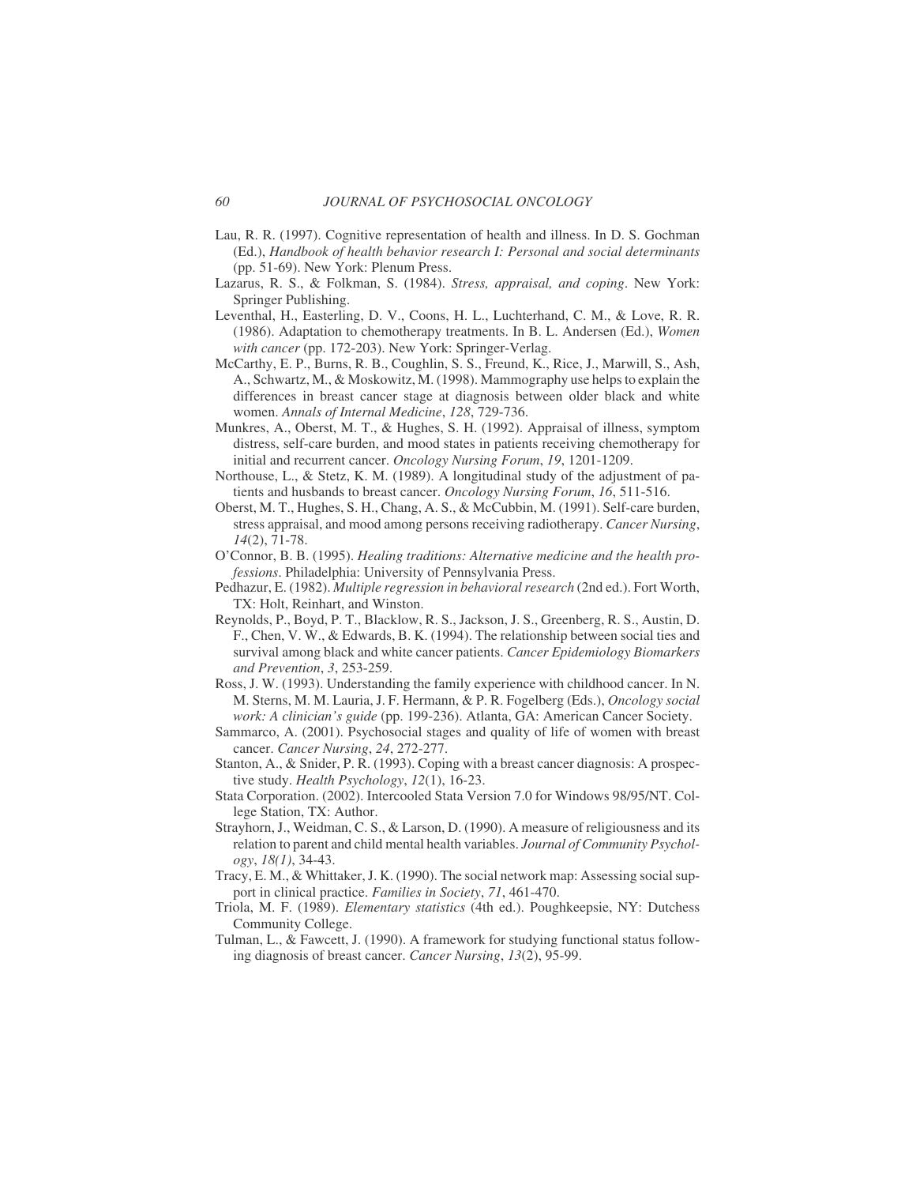Lau, R. R. (1997). Cognitive representation of health and illness. In D. S. Gochman (Ed.), *Handbook of health behavior research I: Personal and social determinants* (pp. 51-69). New York: Plenum Press.

Lazarus, R. S., & Folkman, S. (1984). *Stress, appraisal, and coping*. New York: Springer Publishing.

Leventhal, H., Easterling, D. V., Coons, H. L., Luchterhand, C. M., & Love, R. R. (1986). Adaptation to chemotherapy treatments. In B. L. Andersen (Ed.), *Women with cancer* (pp. 172-203). New York: Springer-Verlag.

McCarthy, E. P., Burns, R. B., Coughlin, S. S., Freund, K., Rice, J., Marwill, S., Ash, A., Schwartz, M., & Moskowitz, M. (1998). Mammography use helps to explain the differences in breast cancer stage at diagnosis between older black and white women. *Annals of Internal Medicine*, *128*, 729-736.

Munkres, A., Oberst, M. T., & Hughes, S. H. (1992). Appraisal of illness, symptom distress, self-care burden, and mood states in patients receiving chemotherapy for initial and recurrent cancer. *Oncology Nursing Forum*, *19*, 1201-1209.

Northouse, L., & Stetz, K. M. (1989). A longitudinal study of the adjustment of patients and husbands to breast cancer. *Oncology Nursing Forum*, *16*, 511-516.

Oberst, M. T., Hughes, S. H., Chang, A. S., & McCubbin, M. (1991). Self-care burden, stress appraisal, and mood among persons receiving radiotherapy. *Cancer Nursing*, *14*(2), 71-78.

O'Connor, B. B. (1995). *Healing traditions: Alternative medicine and the health professions*. Philadelphia: University of Pennsylvania Press.

Pedhazur, E. (1982). *Multiple regression in behavioral research* (2nd ed.). Fort Worth, TX: Holt, Reinhart, and Winston.

Reynolds, P., Boyd, P. T., Blacklow, R. S., Jackson, J. S., Greenberg, R. S., Austin, D. F., Chen, V. W., & Edwards, B. K. (1994). The relationship between social ties and survival among black and white cancer patients. *Cancer Epidemiology Biomarkers and Prevention*, *3*, 253-259.

Ross, J. W. (1993). Understanding the family experience with childhood cancer. In N. M. Sterns, M. M. Lauria, J. F. Hermann, & P. R. Fogelberg (Eds.), *Oncology social work: A clinician's guide* (pp. 199-236). Atlanta, GA: American Cancer Society.

Sammarco, A. (2001). Psychosocial stages and quality of life of women with breast cancer. *Cancer Nursing*, *24*, 272-277.

Stanton, A., & Snider, P. R. (1993). Coping with a breast cancer diagnosis: A prospective study. *Health Psychology*, *12*(1), 16-23.

Stata Corporation. (2002). Intercooled Stata Version 7.0 for Windows 98/95/NT. College Station, TX: Author.

Strayhorn, J., Weidman, C. S., & Larson, D. (1990). A measure of religiousness and its relation to parent and child mental health variables. *Journal of Community Psychology*, *18(1)*, 34-43.

Tracy, E. M., & Whittaker, J. K. (1990). The social network map: Assessing social support in clinical practice. *Families in Society*, *71*, 461-470.

Triola, M. F. (1989). *Elementary statistics* (4th ed.). Poughkeepsie, NY: Dutchess Community College.

Tulman, L., & Fawcett, J. (1990). A framework for studying functional status following diagnosis of breast cancer. *Cancer Nursing*, *13*(2), 95-99.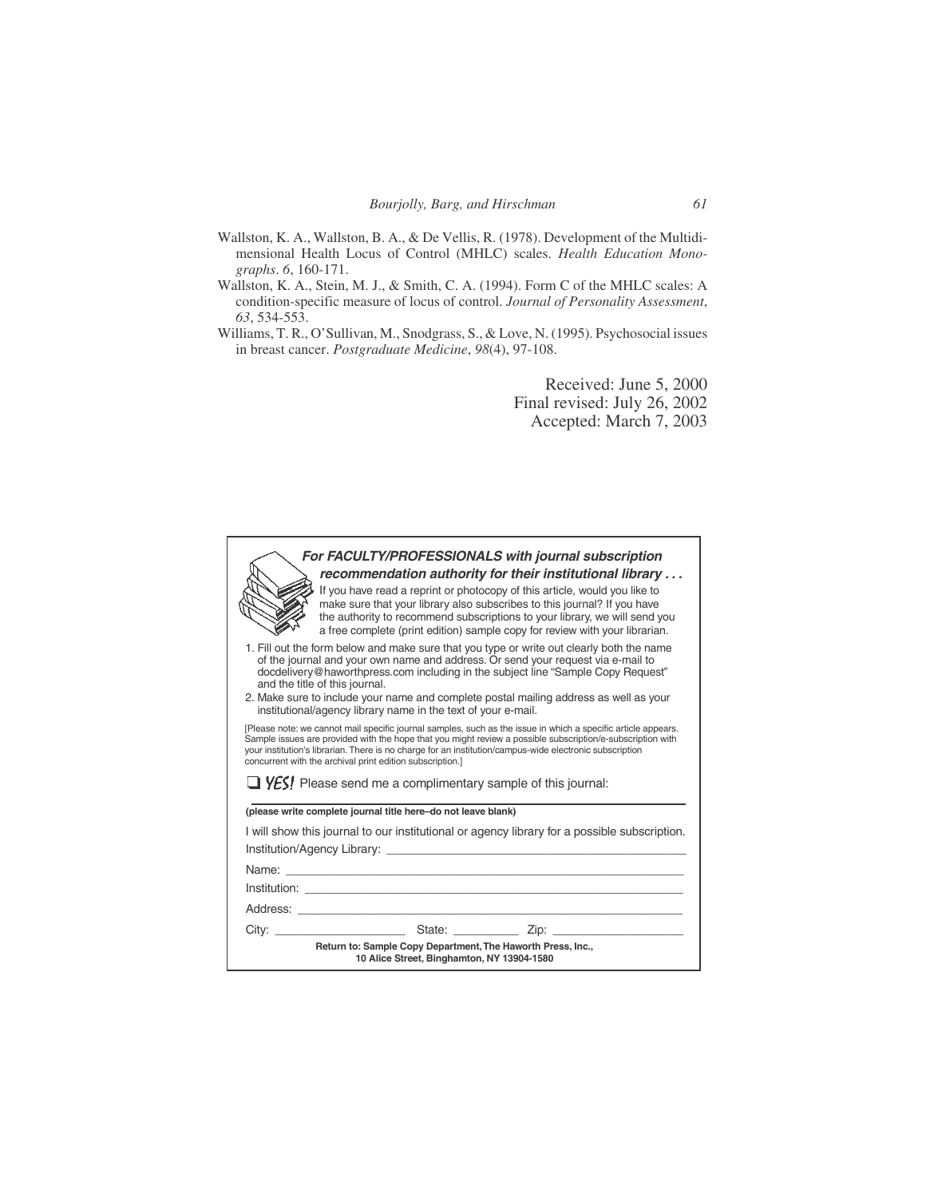Wallston, K. A., Wallston, B. A., & De Vellis, R. (1978). Development of the Multidimensional Health Locus of Control (MHLC) scales. *Health Education Monographs*. *6*, 160-171.

Wallston, K. A., Stein, M. J., & Smith, C. A. (1994). Form C of the MHLC scales: A condition-specific measure of locus of control. *Journal of Personality Assessment*, *63*, 534-553.

Williams, T. R., O'Sullivan, M., Snodgrass, S., & Love, N. (1995). Psychosocial issues in breast cancer. *Postgraduate Medicine*, *98*(4), 97-108.

Received: June 5, 2000
Final revised: July 26, 2002
Accepted: March 7, 2003

***For FACULTY/PROFESSIONALS with journal subscription recommendation authority for their institutional library . . .***

If you have read a reprint or photocopy of this article, would you like to make sure that your library also subscribes to this journal? If you have the authority to recommend subscriptions to your library, we will send you a free complete (print edition) sample copy for review with your librarian.

1. Fill out the form below and make sure that you type or write out clearly both the name of the journal and your own name and address. Or send your request via e-mail to docdelivery@haworthpress.com including in the subject line "Sample Copy Request" and the title of this journal.
2. Make sure to include your name and complete postal mailing address as well as your institutional/agency library name in the text of your e-mail.

[Please note: we cannot mail specific journal samples, such as the issue in which a specific article appears. Sample issues are provided with the hope that you might review a possible subscription/e-subscription with your institution's librarian. There is no charge for an institution/campus-wide electronic subscription concurrent with the archival print edition subscription.]

❑ *YES!* Please send me a complimentary sample of this journal:

______________________________________________

**(please write complete journal title here–do not leave blank)**

I will show this journal to our institutional or agency library for a possible subscription.

Institution/Agency Library: ______________________________

Name: ______________________________

Institution: ______________________________

Address: ______________________________

City: ____________ State: ____________ Zip: ____________

**Return to: Sample Copy Department, The Haworth Press, Inc., 10 Alice Street, Binghamton, NY 13904-1580**